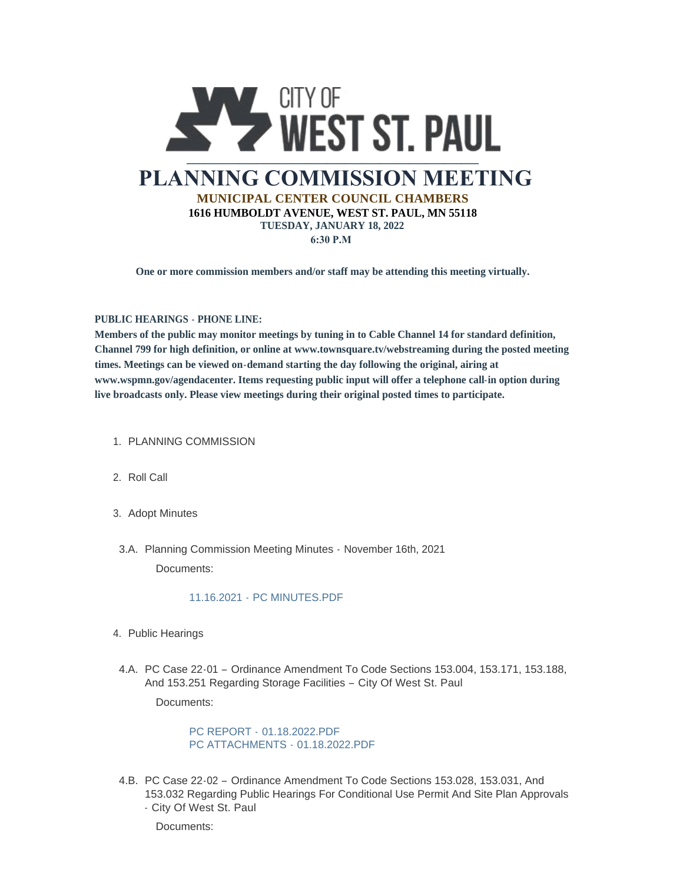CITY OF WEST ST. PAUL

# PLANNING COMMISSION MEETING

**MUNICIPAL CENTER COUNCIL CHAMBERS**

**1616 HUMBOLDT AVENUE, WEST ST. PAUL, MN 55118**

**TUESDAY, JANUARY 18, 2022**

**6:30 P.M**

**One or more commission members and/or staff may be attending this meeting virtually.**

**PUBLIC HEARINGS - PHONE LINE:**

**Members of the public may monitor meetings by tuning in to Cable Channel 14 for standard definition, Channel 799 for high definition, or online at www.townsquare.tv/webstreaming during the posted meeting times. Meetings can be viewed on-demand starting the day following the original, airing at www.wspmn.gov/agendacenter. Items requesting public input will offer a telephone call-in option during live broadcasts only. Please view meetings during their original posted times to participate.**

1. PLANNING COMMISSION

2. Roll Call

3. Adopt Minutes

3.A. Planning Commission Meeting Minutes - November 16th, 2021

Documents:

11.16.2021 - PC MINUTES.PDF

4. Public Hearings

4.A. PC Case 22-01 – Ordinance Amendment To Code Sections 153.004, 153.171, 153.188, And 153.251 Regarding Storage Facilities – City Of West St. Paul

Documents:

PC REPORT - 01.18.2022.PDF
PC ATTACHMENTS - 01.18.2022.PDF

4.B. PC Case 22-02 – Ordinance Amendment To Code Sections 153.028, 153.031, And 153.032 Regarding Public Hearings For Conditional Use Permit And Site Plan Approvals - City Of West St. Paul

Documents: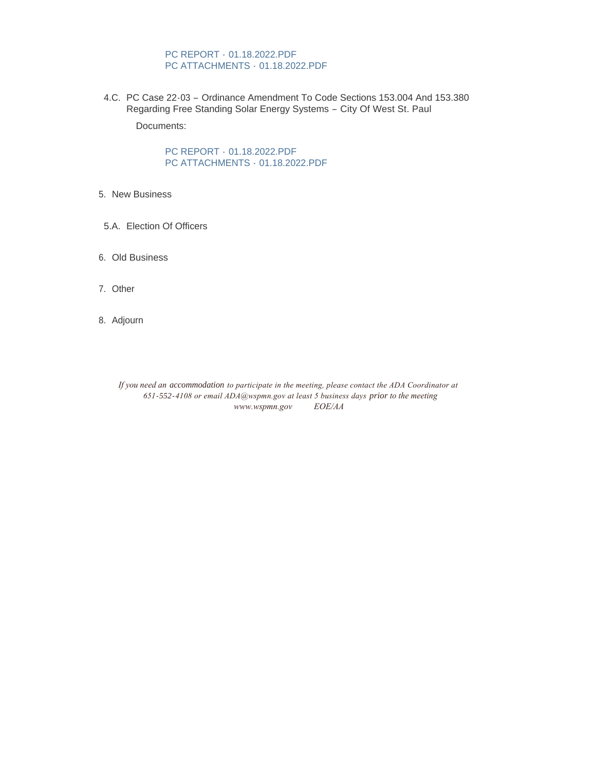PC REPORT - 01.18.2022.PDF
PC ATTACHMENTS - 01.18.2022.PDF

4.C. PC Case 22-03 – Ordinance Amendment To Code Sections 153.004 And 153.380 Regarding Free Standing Solar Energy Systems – City Of West St. Paul

Documents:

PC REPORT - 01.18.2022.PDF
PC ATTACHMENTS - 01.18.2022.PDF

5. New Business

5.A. Election Of Officers

6. Old Business

7. Other

8. Adjourn

*If you need an accommodation to participate in the meeting, please contact the ADA Coordinator at 651-552-4108 or email ADA@wspmn.gov at least 5 business days prior to the meeting*
*www.wspmn.gov EOE/AA*